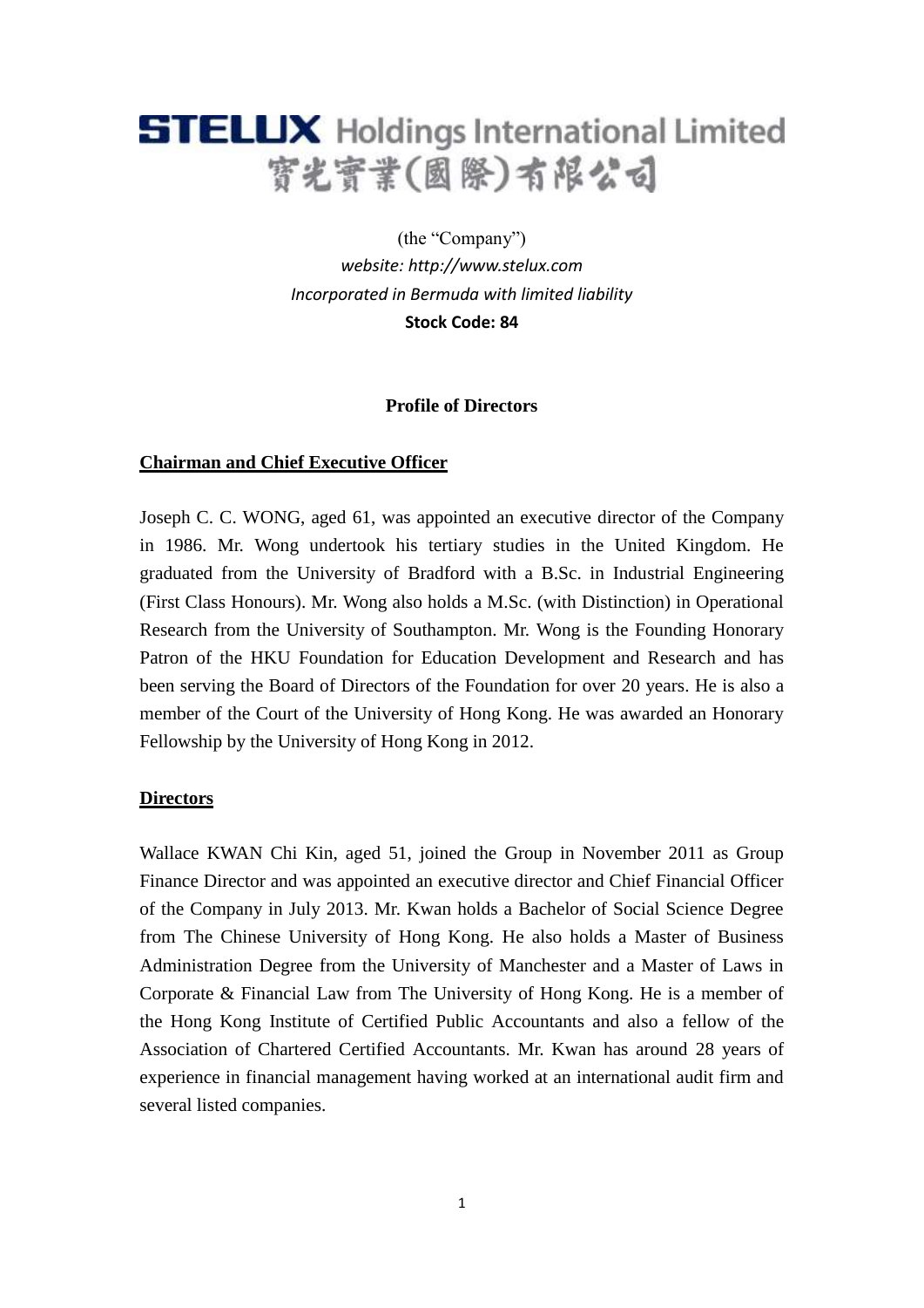# STELUX Holdings International Limited
# 寶光實業(國際)有限公司

(the "Company")

*website: http://www.stelux.com*

*Incorporated in Bermuda with limited liability*

**Stock Code: 84**

## Profile of Directors

### Chairman and Chief Executive Officer

Joseph C. C. WONG, aged 61, was appointed an executive director of the Company in 1986. Mr. Wong undertook his tertiary studies in the United Kingdom. He graduated from the University of Bradford with a B.Sc. in Industrial Engineering (First Class Honours). Mr. Wong also holds a M.Sc. (with Distinction) in Operational Research from the University of Southampton. Mr. Wong is the Founding Honorary Patron of the HKU Foundation for Education Development and Research and has been serving the Board of Directors of the Foundation for over 20 years. He is also a member of the Court of the University of Hong Kong. He was awarded an Honorary Fellowship by the University of Hong Kong in 2012.

### Directors

Wallace KWAN Chi Kin, aged 51, joined the Group in November 2011 as Group Finance Director and was appointed an executive director and Chief Financial Officer of the Company in July 2013. Mr. Kwan holds a Bachelor of Social Science Degree from The Chinese University of Hong Kong. He also holds a Master of Business Administration Degree from the University of Manchester and a Master of Laws in Corporate & Financial Law from The University of Hong Kong. He is a member of the Hong Kong Institute of Certified Public Accountants and also a fellow of the Association of Chartered Certified Accountants. Mr. Kwan has around 28 years of experience in financial management having worked at an international audit firm and several listed companies.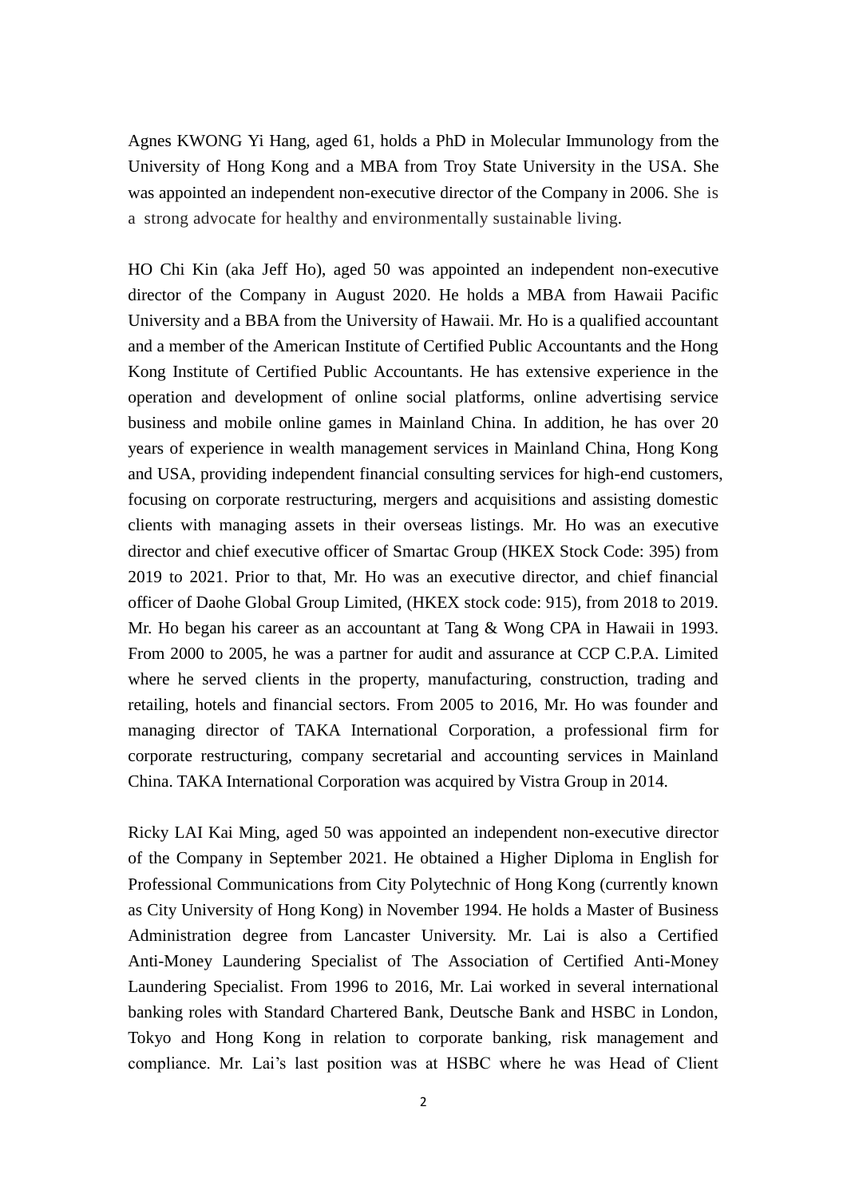Agnes KWONG Yi Hang, aged 61, holds a PhD in Molecular Immunology from the University of Hong Kong and a MBA from Troy State University in the USA. She was appointed an independent non-executive director of the Company in 2006. She is a strong advocate for healthy and environmentally sustainable living.

HO Chi Kin (aka Jeff Ho), aged 50 was appointed an independent non-executive director of the Company in August 2020. He holds a MBA from Hawaii Pacific University and a BBA from the University of Hawaii. Mr. Ho is a qualified accountant and a member of the American Institute of Certified Public Accountants and the Hong Kong Institute of Certified Public Accountants. He has extensive experience in the operation and development of online social platforms, online advertising service business and mobile online games in Mainland China. In addition, he has over 20 years of experience in wealth management services in Mainland China, Hong Kong and USA, providing independent financial consulting services for high-end customers, focusing on corporate restructuring, mergers and acquisitions and assisting domestic clients with managing assets in their overseas listings. Mr. Ho was an executive director and chief executive officer of Smartac Group (HKEX Stock Code: 395) from 2019 to 2021. Prior to that, Mr. Ho was an executive director, and chief financial officer of Daohe Global Group Limited, (HKEX stock code: 915), from 2018 to 2019. Mr. Ho began his career as an accountant at Tang & Wong CPA in Hawaii in 1993. From 2000 to 2005, he was a partner for audit and assurance at CCP C.P.A. Limited where he served clients in the property, manufacturing, construction, trading and retailing, hotels and financial sectors. From 2005 to 2016, Mr. Ho was founder and managing director of TAKA International Corporation, a professional firm for corporate restructuring, company secretarial and accounting services in Mainland China. TAKA International Corporation was acquired by Vistra Group in 2014.

Ricky LAI Kai Ming, aged 50 was appointed an independent non-executive director of the Company in September 2021. He obtained a Higher Diploma in English for Professional Communications from City Polytechnic of Hong Kong (currently known as City University of Hong Kong) in November 1994. He holds a Master of Business Administration degree from Lancaster University. Mr. Lai is also a Certified Anti-Money Laundering Specialist of The Association of Certified Anti-Money Laundering Specialist. From 1996 to 2016, Mr. Lai worked in several international banking roles with Standard Chartered Bank, Deutsche Bank and HSBC in London, Tokyo and Hong Kong in relation to corporate banking, risk management and compliance. Mr. Lai's last position was at HSBC where he was Head of Client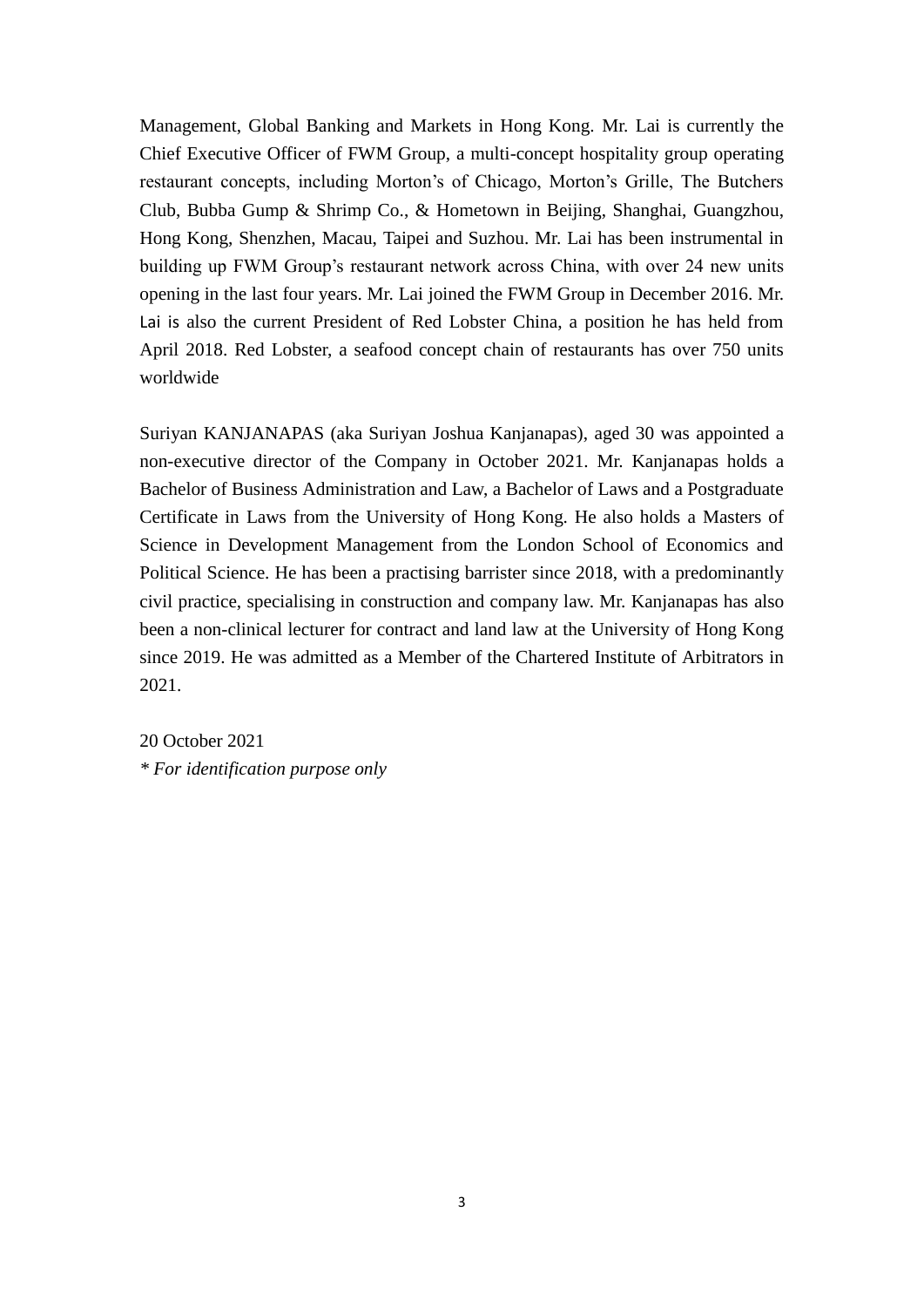Management, Global Banking and Markets in Hong Kong. Mr. Lai is currently the Chief Executive Officer of FWM Group, a multi-concept hospitality group operating restaurant concepts, including Morton's of Chicago, Morton's Grille, The Butchers Club, Bubba Gump & Shrimp Co., & Hometown in Beijing, Shanghai, Guangzhou, Hong Kong, Shenzhen, Macau, Taipei and Suzhou. Mr. Lai has been instrumental in building up FWM Group's restaurant network across China, with over 24 new units opening in the last four years. Mr. Lai joined the FWM Group in December 2016. Mr. Lai is also the current President of Red Lobster China, a position he has held from April 2018. Red Lobster, a seafood concept chain of restaurants has over 750 units worldwide

Suriyan KANJANAPAS (aka Suriyan Joshua Kanjanapas), aged 30 was appointed a non-executive director of the Company in October 2021. Mr. Kanjanapas holds a Bachelor of Business Administration and Law, a Bachelor of Laws and a Postgraduate Certificate in Laws from the University of Hong Kong. He also holds a Masters of Science in Development Management from the London School of Economics and Political Science. He has been a practising barrister since 2018, with a predominantly civil practice, specialising in construction and company law. Mr. Kanjanapas has also been a non-clinical lecturer for contract and land law at the University of Hong Kong since 2019. He was admitted as a Member of the Chartered Institute of Arbitrators in 2021.

20 October 2021

*\* For identification purpose only*